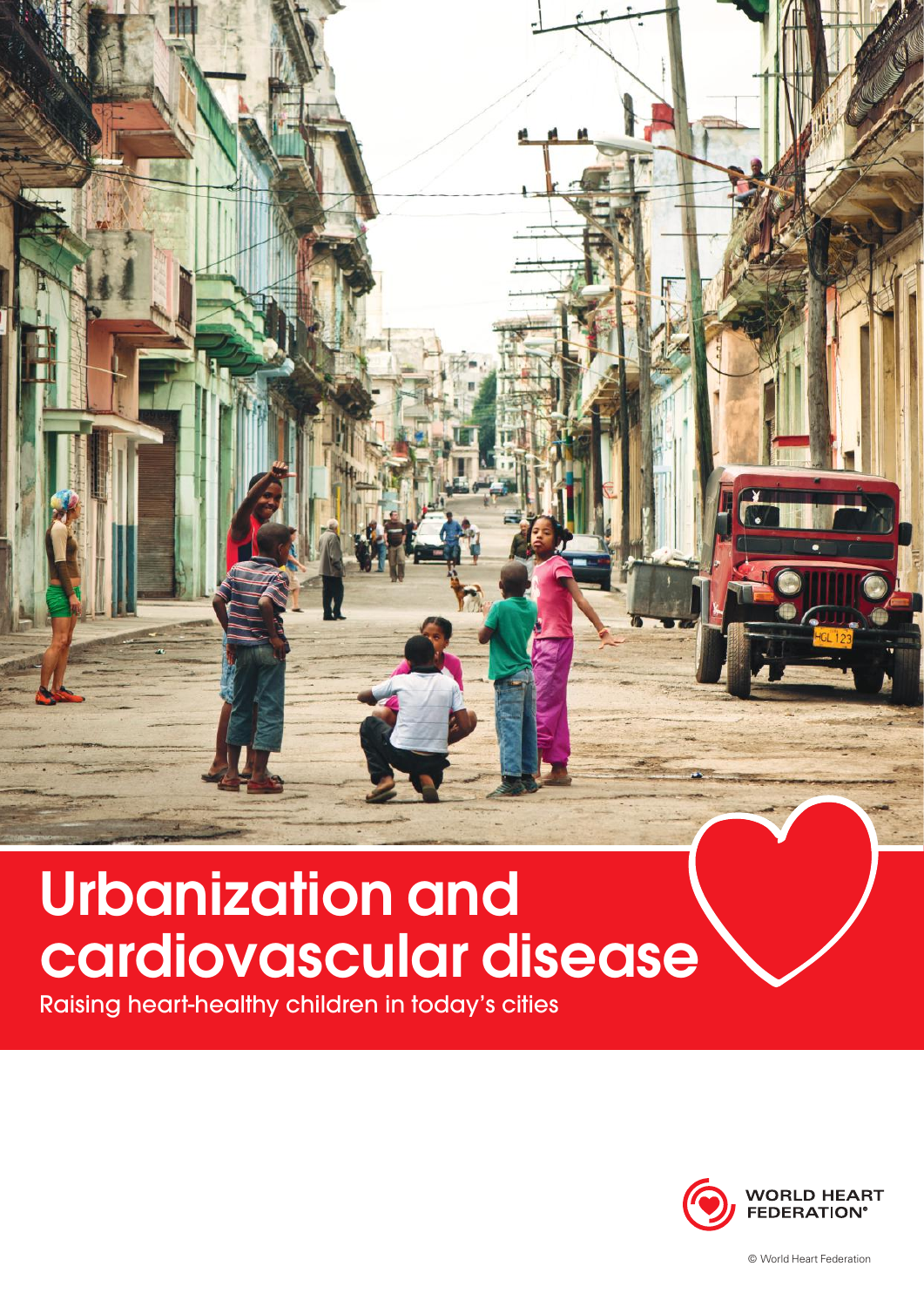# Urbanization and cardiovascular disease

Raising heart-healthy children in today's cities

WORLD HEART FEDERATION®

© World Heart Federation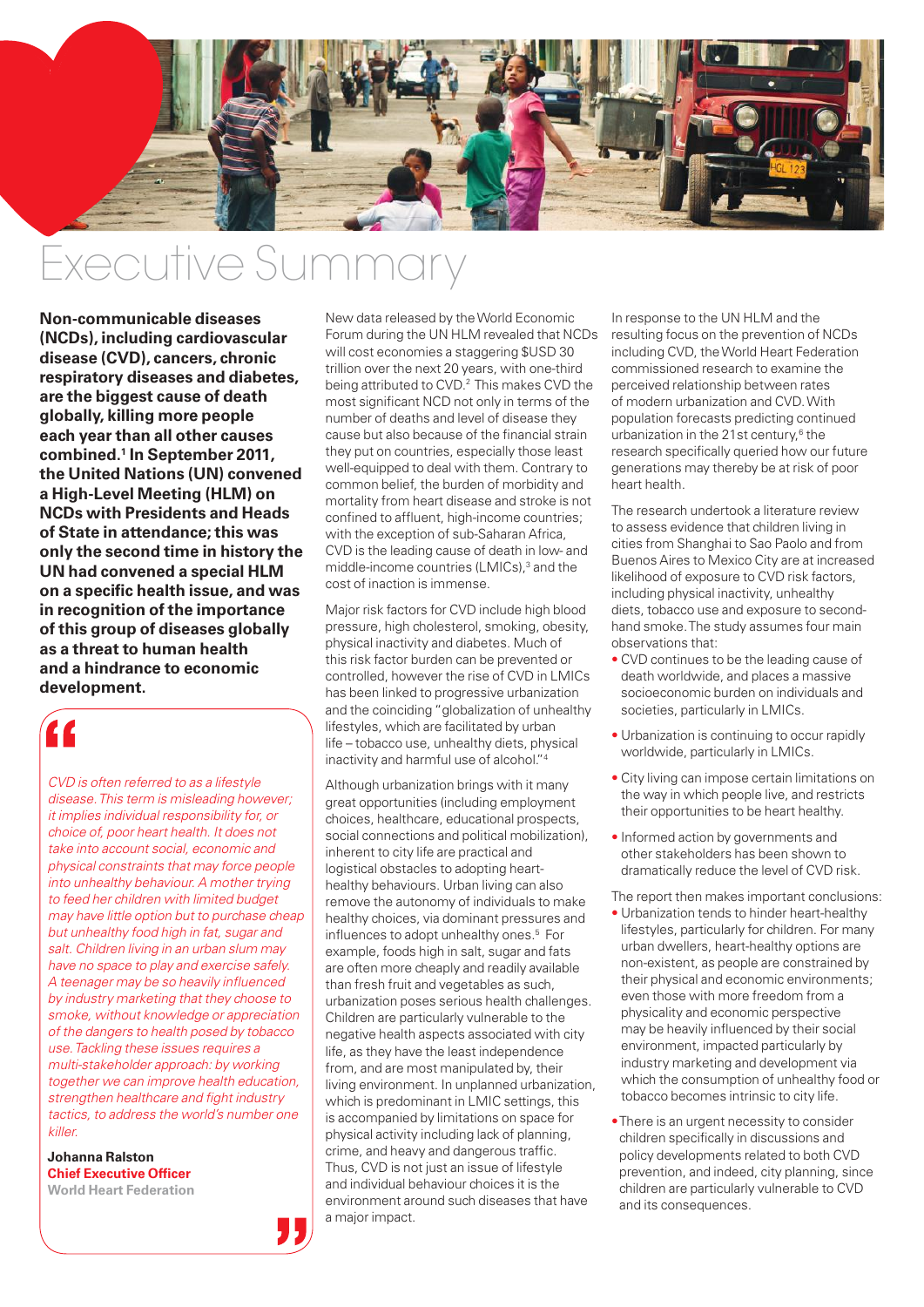# Executive Summary

**Non-communicable diseases (NCDs), including cardiovascular disease (CVD), cancers, chronic respiratory diseases and diabetes, are the biggest cause of death globally, killing more people each year than all other causes combined.[1] In September 2011, the United Nations (UN) convened a High-Level Meeting (HLM) on NCDs with Presidents and Heads of State in attendance; this was only the second time in history the UN had convened a special HLM on a specific health issue, and was in recognition of the importance of this group of diseases globally as a threat to human health and a hindrance to economic development.**

> *CVD is often referred to as a lifestyle disease. This term is misleading however; it implies individual responsibility for, or choice of, poor heart health. It does not take into account social, economic and physical constraints that may force people into unhealthy behaviour. A mother trying to feed her children with limited budget may have little option but to purchase cheap but unhealthy food high in fat, sugar and salt. Children living in an urban slum may have no space to play and exercise safely. A teenager may be so heavily influenced by industry marketing that they choose to smoke, without knowledge or appreciation of the dangers to health posed by tobacco use. Tackling these issues requires a multi-stakeholder approach: by working together we can improve health education, strengthen healthcare and fight industry tactics, to address the world's number one killer.*
>
> **Johanna Ralston**
> **Chief Executive Officer**
> **World Heart Federation**

New data released by the World Economic Forum during the UN HLM revealed that NCDs will cost economies a staggering $USD 30 trillion over the next 20 years, with one-third being attributed to CVD.[2] This makes CVD the most significant NCD not only in terms of the number of deaths and level of disease they cause but also because of the financial strain they put on countries, especially those least well-equipped to deal with them. Contrary to common belief, the burden of morbidity and mortality from heart disease and stroke is not confined to affluent, high-income countries; with the exception of sub-Saharan Africa, CVD is the leading cause of death in low- and middle-income countries (LMICs),[3] and the cost of inaction is immense.

Major risk factors for CVD include high blood pressure, high cholesterol, smoking, obesity, physical inactivity and diabetes. Much of this risk factor burden can be prevented or controlled, however the rise of CVD in LMICs has been linked to progressive urbanization and the coinciding "globalization of unhealthy lifestyles, which are facilitated by urban life – tobacco use, unhealthy diets, physical inactivity and harmful use of alcohol."[4]

Although urbanization brings with it many great opportunities (including employment choices, healthcare, educational prospects, social connections and political mobilization), inherent to city life are practical and logistical obstacles to adopting heart-healthy behaviours. Urban living can also remove the autonomy of individuals to make healthy choices, via dominant pressures and influences to adopt unhealthy ones.[5] For example, foods high in salt, sugar and fats are often more cheaply and readily available than fresh fruit and vegetables as such, urbanization poses serious health challenges. Children are particularly vulnerable to the negative health aspects associated with city life, as they have the least independence from, and are most manipulated by, their living environment. In unplanned urbanization, which is predominant in LMIC settings, this is accompanied by limitations on space for physical activity including lack of planning, crime, and heavy and dangerous traffic. Thus, CVD is not just an issue of lifestyle and individual behaviour choices it is the environment around such diseases that have a major impact.

In response to the UN HLM and the resulting focus on the prevention of NCDs including CVD, the World Heart Federation commissioned research to examine the perceived relationship between rates of modern urbanization and CVD. With population forecasts predicting continued urbanization in the 21st century,[6] the research specifically queried how our future generations may thereby be at risk of poor heart health.

The research undertook a literature review to assess evidence that children living in cities from Shanghai to Sao Paolo and from Buenos Aires to Mexico City are at increased likelihood of exposure to CVD risk factors, including physical inactivity, unhealthy diets, tobacco use and exposure to second-hand smoke. The study assumes four main observations that:

- CVD continues to be the leading cause of death worldwide, and places a massive socioeconomic burden on individuals and societies, particularly in LMICs.
- Urbanization is continuing to occur rapidly worldwide, particularly in LMICs.
- City living can impose certain limitations on the way in which people live, and restricts their opportunities to be heart healthy.
- Informed action by governments and other stakeholders has been shown to dramatically reduce the level of CVD risk.

The report then makes important conclusions:

- Urbanization tends to hinder heart-healthy lifestyles, particularly for children. For many urban dwellers, heart-healthy options are non-existent, as people are constrained by their physical and economic environments; even those with more freedom from a physicality and economic perspective may be heavily influenced by their social environment, impacted particularly by industry marketing and development via which the consumption of unhealthy food or tobacco becomes intrinsic to city life.
- There is an urgent necessity to consider children specifically in discussions and policy developments related to both CVD prevention, and indeed, city planning, since children are particularly vulnerable to CVD and its consequences.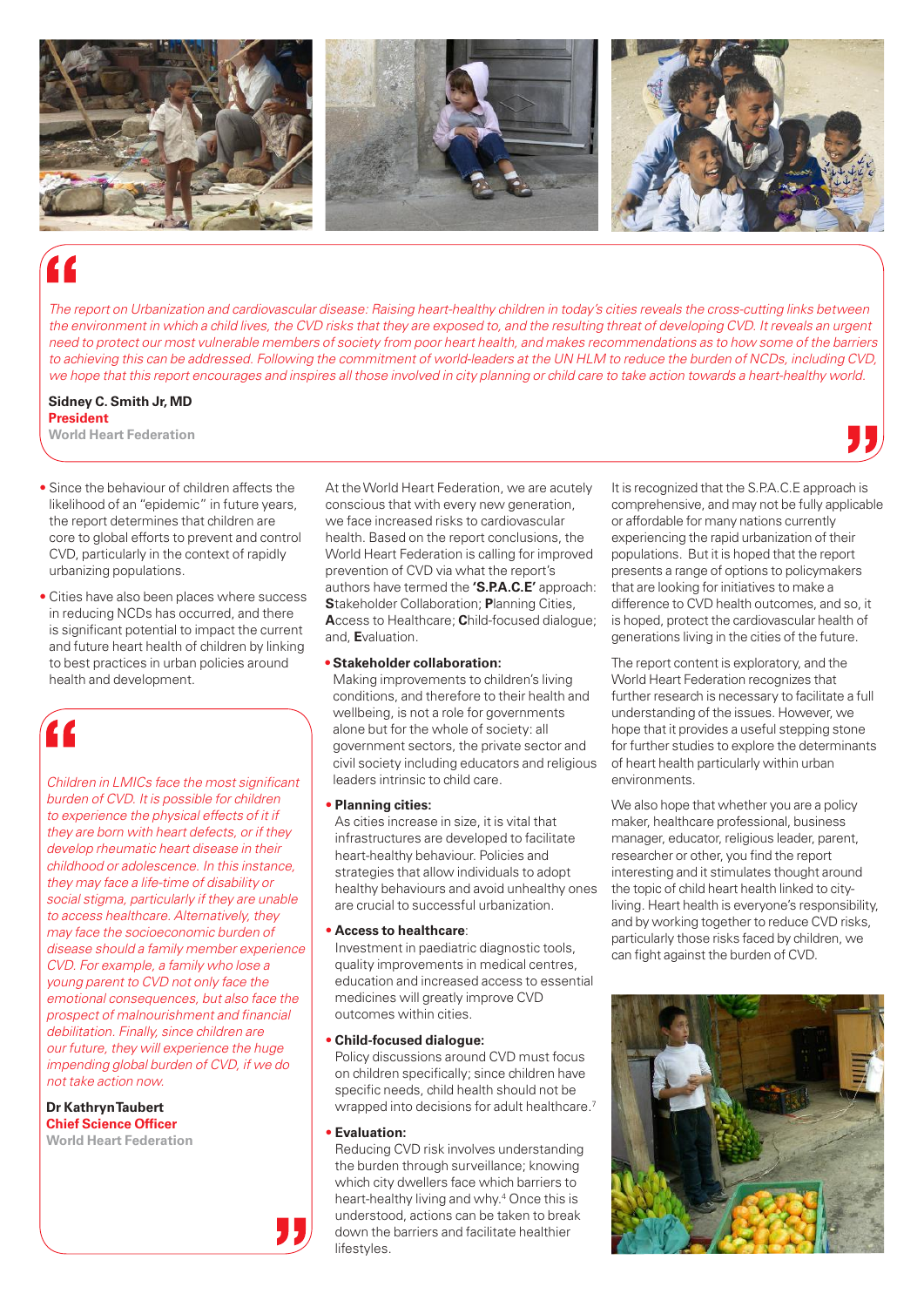> *The report on Urbanization and cardiovascular disease: Raising heart-healthy children in today's cities reveals the cross-cutting links between the environment in which a child lives, the CVD risks that they are exposed to, and the resulting threat of developing CVD. It reveals an urgent need to protect our most vulnerable members of society from poor heart health, and makes recommendations as to how some of the barriers to achieving this can be addressed. Following the commitment of world-leaders at the UN HLM to reduce the burden of NCDs, including CVD, we hope that this report encourages and inspires all those involved in city planning or child care to take action towards a heart-healthy world.*
>
> **Sidney C. Smith Jr, MD**
> **President**
> **World Heart Federation**

- Since the behaviour of children affects the likelihood of an "epidemic" in future years, the report determines that children are core to global efforts to prevent and control CVD, particularly in the context of rapidly urbanizing populations.
- Cities have also been places where success in reducing NCDs has occurred, and there is significant potential to impact the current and future heart health of children by linking to best practices in urban policies around health and development.

> *Children in LMICs face the most significant burden of CVD. It is possible for children to experience the physical effects of it if they are born with heart defects, or if they develop rheumatic heart disease in their childhood or adolescence. In this instance, they may face a life-time of disability or social stigma, particularly if they are unable to access healthcare. Alternatively, they may face the socioeconomic burden of disease should a family member experience CVD. For example, a family who lose a young parent to CVD not only face the emotional consequences, but also face the prospect of malnourishment and financial debilitation. Finally, since children are our future, they will experience the huge impending global burden of CVD, if we do not take action now.*
>
> **Dr Kathryn Taubert**
> **Chief Science Officer**
> **World Heart Federation**

At the World Heart Federation, we are acutely conscious that with every new generation, we face increased risks to cardiovascular health. Based on the report conclusions, the World Heart Federation is calling for improved prevention of CVD via what the report's authors have termed the **'S.P.A.C.E'** approach: **S**takeholder Collaboration; **P**lanning Cities, **A**ccess to Healthcare; **C**hild-focused dialogue; and, **E**valuation.

- **Stakeholder collaboration:**
  Making improvements to children's living conditions, and therefore to their health and wellbeing, is not a role for governments alone but for the whole of society: all government sectors, the private sector and civil society including educators and religious leaders intrinsic to child care.
- **Planning cities:**
  As cities increase in size, it is vital that infrastructures are developed to facilitate heart-healthy behaviour. Policies and strategies that allow individuals to adopt healthy behaviours and avoid unhealthy ones are crucial to successful urbanization.
- **Access to healthcare**:
  Investment in paediatric diagnostic tools, quality improvements in medical centres, education and increased access to essential medicines will greatly improve CVD outcomes within cities.
- **Child-focused dialogue:**
  Policy discussions around CVD must focus on children specifically; since children have specific needs, child health should not be wrapped into decisions for adult healthcare.[7]
- **Evaluation:**
  Reducing CVD risk involves understanding the burden through surveillance; knowing which city dwellers face which barriers to heart-healthy living and why.[4] Once this is understood, actions can be taken to break down the barriers and facilitate healthier lifestyles.

It is recognized that the S.P.A.C.E approach is comprehensive, and may not be fully applicable or affordable for many nations currently experiencing the rapid urbanization of their populations. But it is hoped that the report presents a range of options to policymakers that are looking for initiatives to make a difference to CVD health outcomes, and so, it is hoped, protect the cardiovascular health of generations living in the cities of the future.

The report content is exploratory, and the World Heart Federation recognizes that further research is necessary to facilitate a full understanding of the issues. However, we hope that it provides a useful stepping stone for further studies to explore the determinants of heart health particularly within urban environments.

We also hope that whether you are a policy maker, healthcare professional, business manager, educator, religious leader, parent, researcher or other, you find the report interesting and it stimulates thought around the topic of child heart health linked to city-living. Heart health is everyone's responsibility, and by working together to reduce CVD risks, particularly those risks faced by children, we can fight against the burden of CVD.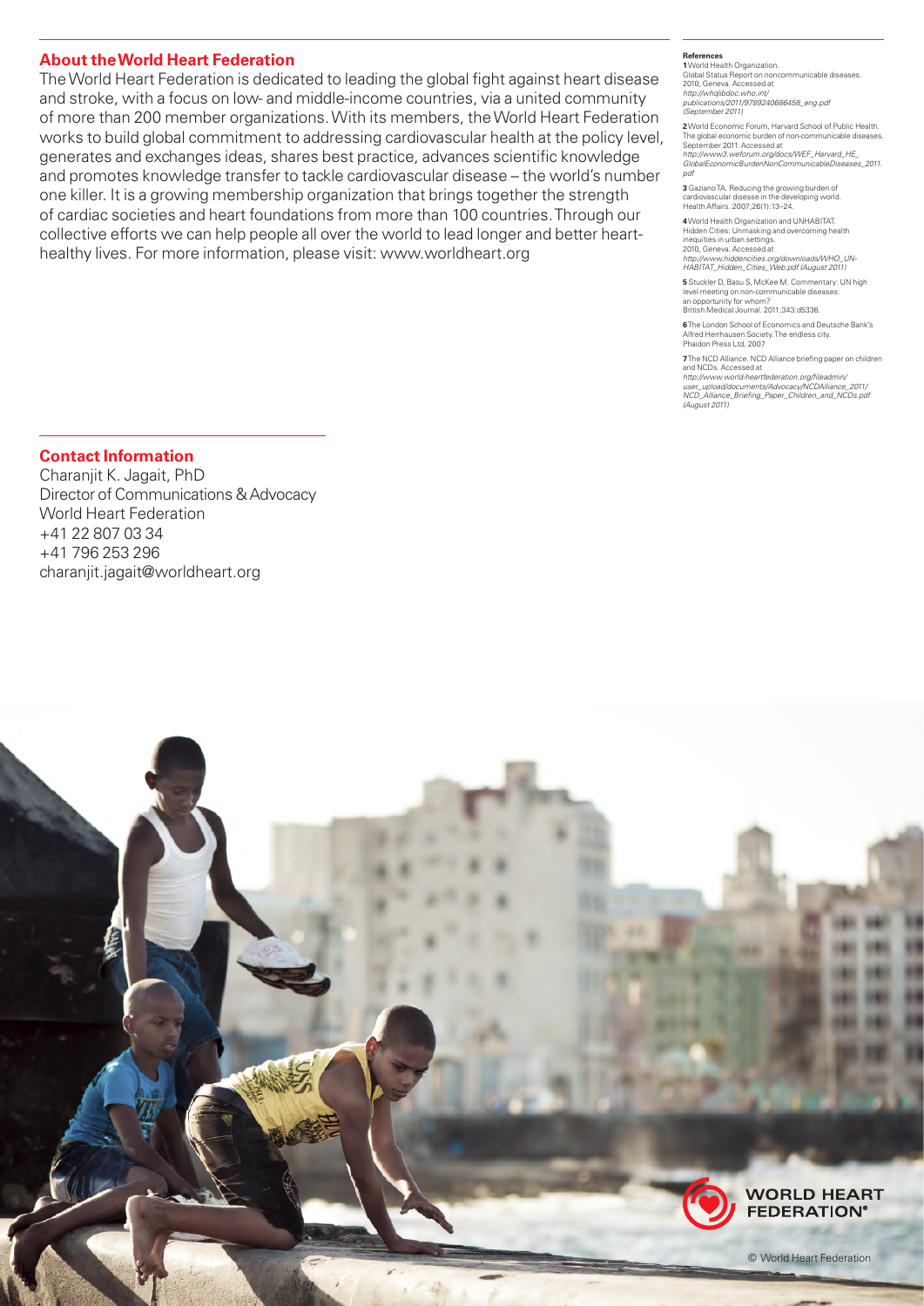## About the World Heart Federation

The World Heart Federation is dedicated to leading the global fight against heart disease and stroke, with a focus on low- and middle-income countries, via a united community of more than 200 member organizations. With its members, the World Heart Federation works to build global commitment to addressing cardiovascular health at the policy level, generates and exchanges ideas, shares best practice, advances scientific knowledge and promotes knowledge transfer to tackle cardiovascular disease – the world's number one killer. It is a growing membership organization that brings together the strength of cardiac societies and heart foundations from more than 100 countries. Through our collective efforts we can help people all over the world to lead longer and better heart-healthy lives. For more information, please visit: www.worldheart.org

## Contact Information

Charanjit K. Jagait, PhD
Director of Communications & Advocacy
World Heart Federation
+41 22 807 03 34
+41 796 253 296
charanjit.jagait@worldheart.org

### References

**1** World Health Organization. Global Status Report on noncommunicable diseases. 2010, Geneva. Accessed at *http://whqlibdoc.who.int/publications/2011/9789240686458_eng.pdf (September 2011)*

**2** World Economic Forum, Harvard School of Public Health. The global economic burden of non-communicable diseases. September 2011. Accessed at *http://www3.weforum.org/docs/WEF_Harvard_HE_GlobalEconomicBurdenNonCommunicableDiseases_2011.pdf*

**3** Gaziano TA. Reducing the growing burden of cardiovascular disease in the developing world. Health Affairs. 2007;26(1):13–24.

**4** World Health Organization and UNHABITAT. Hidden Cities: Unmasking and overcoming health inequities in urban settings. 2010, Geneva. Accessed at *http://www.hiddencities.org/downloads/WHO_UN-HABITAT_Hidden_Cities_Web.pdf (August 2011)*

**5** Stuckler D, Basu S, McKee M. Commentary: UN high level meeting on non-communicable diseases: an opportunity for whom? British Medical Journal. 2011;343:d5336.

**6** The London School of Economics and Deutsche Bank's Alfred Herrhausen Society. The endless city. Phaidon Press Ltd, 2007

**7** The NCD Alliance. NCD Alliance briefing paper on children and NCDs. Accessed at *http://www.world-heartfederation.org/fileadmin/user_upload/documents/Advocacy/NCDAlliance_2011/NCD_Alliance_Briefing_Paper_Children_and_NCDs.pdf (August 2011)*

WORLD HEART FEDERATION®

© World Heart Federation